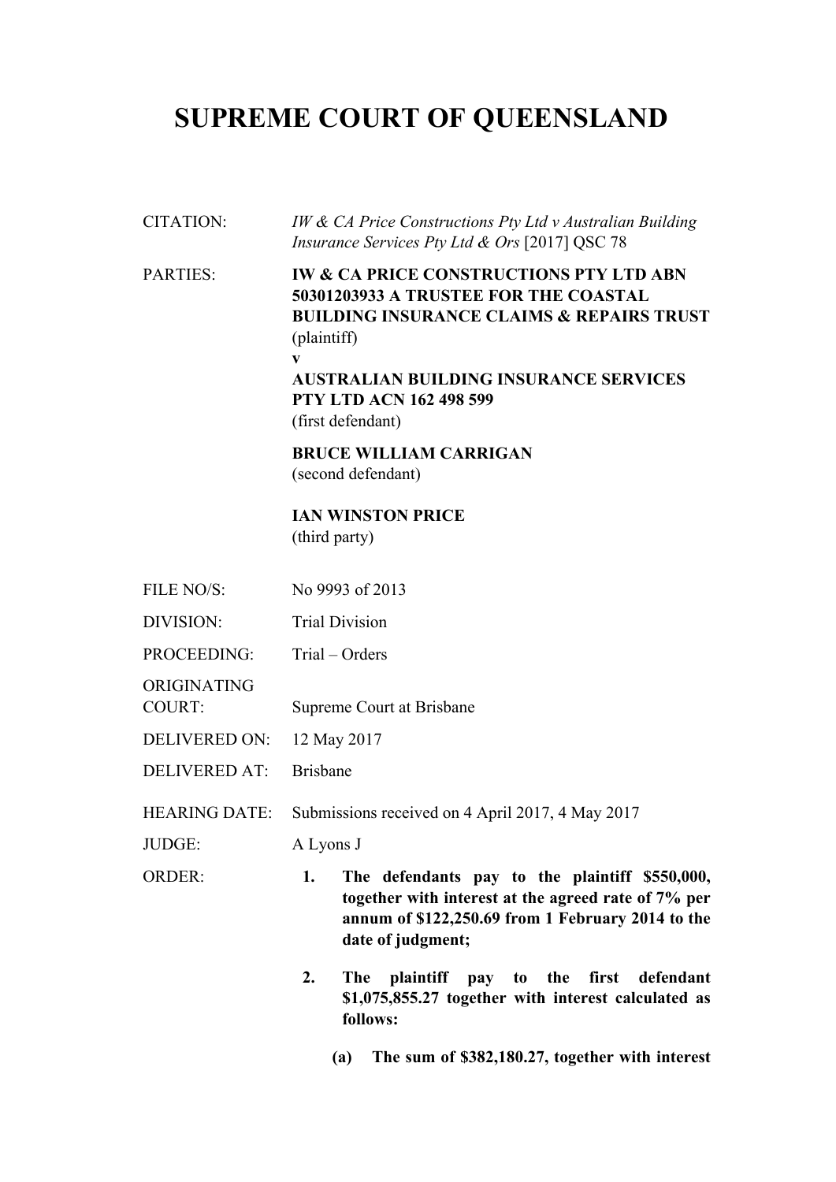# SUPREME COURT OF QUEENSLAND

| | |
|---|---|
| CITATION: | *IW & CA Price Constructions Pty Ltd v Australian Building Insurance Services Pty Ltd & Ors* [2017] QSC 78 |
| PARTIES: | **IW & CA PRICE CONSTRUCTIONS PTY LTD ABN 50301203933 A TRUSTEE FOR THE COASTAL BUILDING INSURANCE CLAIMS & REPAIRS TRUST** (plaintiff) **v** **AUSTRALIAN BUILDING INSURANCE SERVICES PTY LTD ACN 162 498 599** (first defendant) **BRUCE WILLIAM CARRIGAN** (second defendant) **IAN WINSTON PRICE** (third party) |
| FILE NO/S: | No 9993 of 2013 |
| DIVISION: | Trial Division |
| PROCEEDING: | Trial – Orders |
| ORIGINATING COURT: | Supreme Court at Brisbane |
| DELIVERED ON: | 12 May 2017 |
| DELIVERED AT: | Brisbane |
| HEARING DATE: | Submissions received on 4 April 2017, 4 May 2017 |
| JUDGE: | A Lyons J |
| ORDER: | **1. The defendants pay to the plaintiff \$550,000, together with interest at the agreed rate of 7% per annum of \$122,250.69 from 1 February 2014 to the date of judgment;** **2. The plaintiff pay to the first defendant \$1,075,855.27 together with interest calculated as follows:** **(a) The sum of \$382,180.27, together with interest** |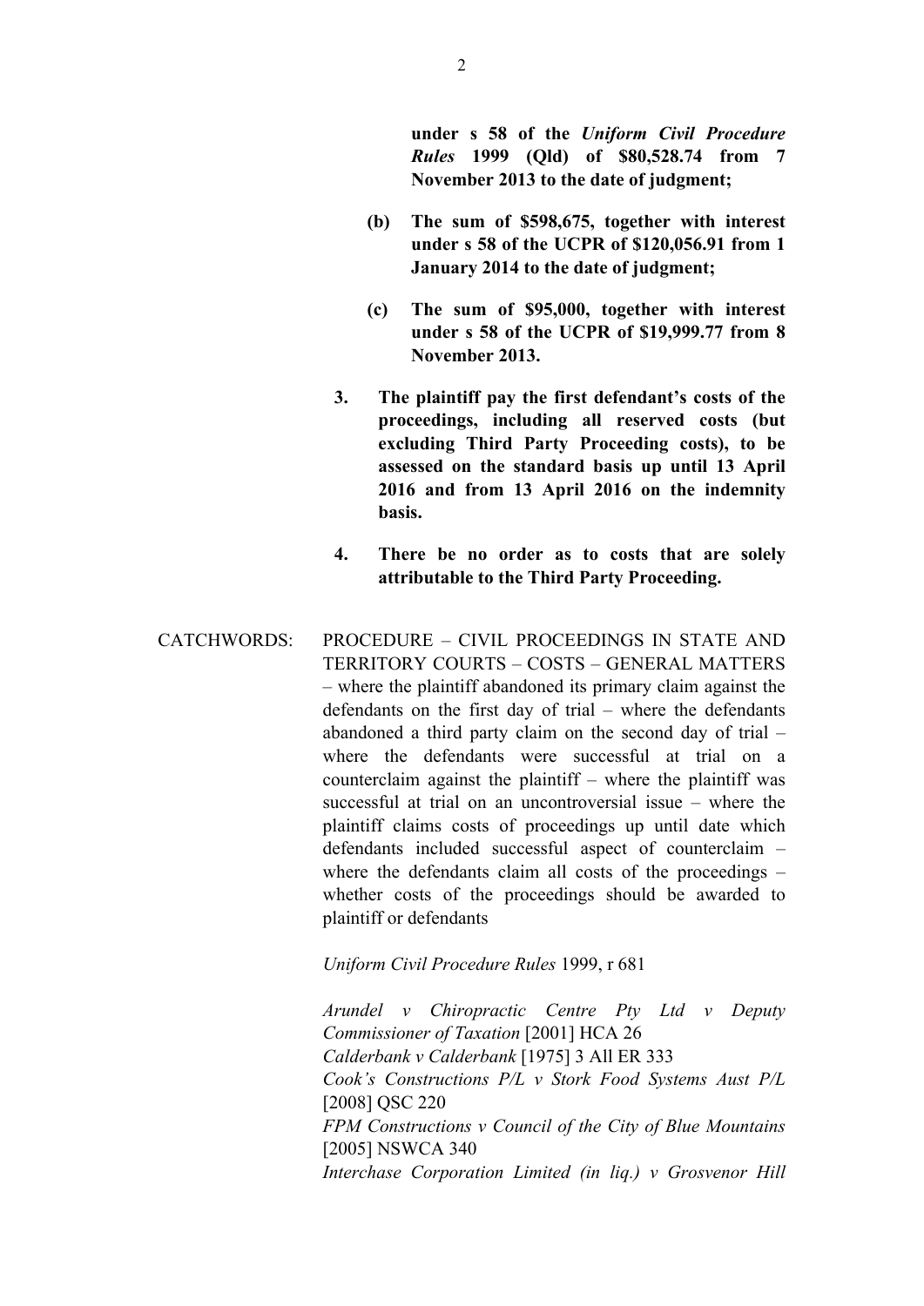**under s 58 of the *Uniform Civil Procedure Rules* 1999 (Qld) of $80,528.74 from 7 November 2013 to the date of judgment;**

**(b) The sum of $598,675, together with interest under s 58 of the UCPR of $120,056.91 from 1 January 2014 to the date of judgment;**

**(c) The sum of $95,000, together with interest under s 58 of the UCPR of $19,999.77 from 8 November 2013.**

**3. The plaintiff pay the first defendant's costs of the proceedings, including all reserved costs (but excluding Third Party Proceeding costs), to be assessed on the standard basis up until 13 April 2016 and from 13 April 2016 on the indemnity basis.**

**4. There be no order as to costs that are solely attributable to the Third Party Proceeding.**

CATCHWORDS: PROCEDURE – CIVIL PROCEEDINGS IN STATE AND TERRITORY COURTS – COSTS – GENERAL MATTERS – where the plaintiff abandoned its primary claim against the defendants on the first day of trial – where the defendants abandoned a third party claim on the second day of trial – where the defendants were successful at trial on a counterclaim against the plaintiff – where the plaintiff was successful at trial on an uncontroversial issue – where the plaintiff claims costs of proceedings up until date which defendants included successful aspect of counterclaim – where the defendants claim all costs of the proceedings – whether costs of the proceedings should be awarded to plaintiff or defendants

*Uniform Civil Procedure Rules* 1999, r 681

*Arundel v Chiropractic Centre Pty Ltd v Deputy Commissioner of Taxation* [2001] HCA 26
*Calderbank v Calderbank* [1975] 3 All ER 333
*Cook's Constructions P/L v Stork Food Systems Aust P/L* [2008] QSC 220
*FPM Constructions v Council of the City of Blue Mountains* [2005] NSWCA 340
*Interchase Corporation Limited (in liq.) v Grosvenor Hill*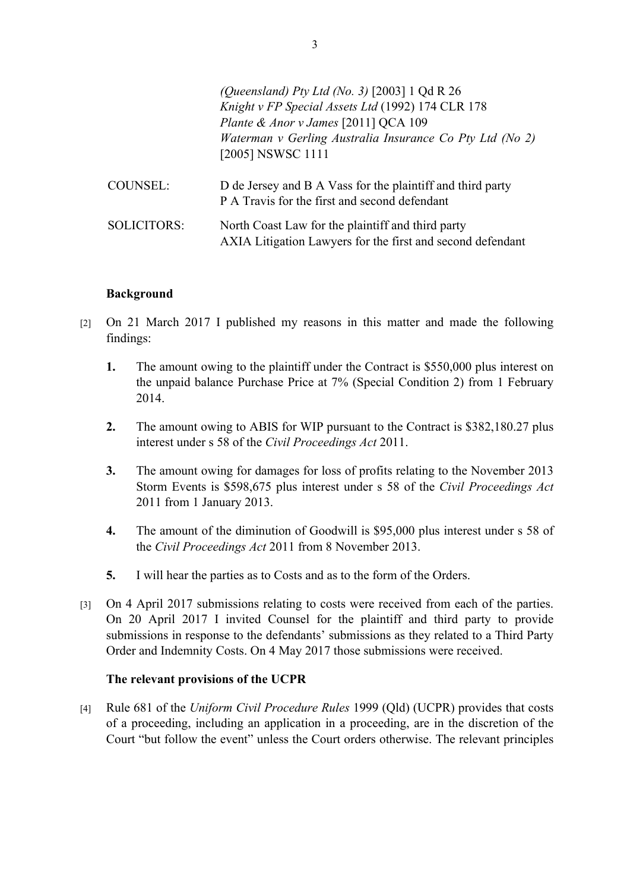*(Queensland) Pty Ltd (No. 3)* [2003] 1 Qd R 26
*Knight v FP Special Assets Ltd* (1992) 174 CLR 178
*Plante & Anor v James* [2011] QCA 109
*Waterman v Gerling Australia Insurance Co Pty Ltd (No 2)* [2005] NSWSC 1111

COUNSEL: D de Jersey and B A Vass for the plaintiff and third party
P A Travis for the first and second defendant

SOLICITORS: North Coast Law for the plaintiff and third party
AXIA Litigation Lawyers for the first and second defendant

**Background**

[2] On 21 March 2017 I published my reasons in this matter and made the following findings:

**1.** The amount owing to the plaintiff under the Contract is $550,000 plus interest on the unpaid balance Purchase Price at 7% (Special Condition 2) from 1 February 2014.

**2.** The amount owing to ABIS for WIP pursuant to the Contract is $382,180.27 plus interest under s 58 of the *Civil Proceedings Act* 2011.

**3.** The amount owing for damages for loss of profits relating to the November 2013 Storm Events is $598,675 plus interest under s 58 of the *Civil Proceedings Act* 2011 from 1 January 2013.

**4.** The amount of the diminution of Goodwill is $95,000 plus interest under s 58 of the *Civil Proceedings Act* 2011 from 8 November 2013.

**5.** I will hear the parties as to Costs and as to the form of the Orders.

[3] On 4 April 2017 submissions relating to costs were received from each of the parties. On 20 April 2017 I invited Counsel for the plaintiff and third party to provide submissions in response to the defendants' submissions as they related to a Third Party Order and Indemnity Costs. On 4 May 2017 those submissions were received.

**The relevant provisions of the UCPR**

[4] Rule 681 of the *Uniform Civil Procedure Rules* 1999 (Qld) (UCPR) provides that costs of a proceeding, including an application in a proceeding, are in the discretion of the Court "but follow the event" unless the Court orders otherwise. The relevant principles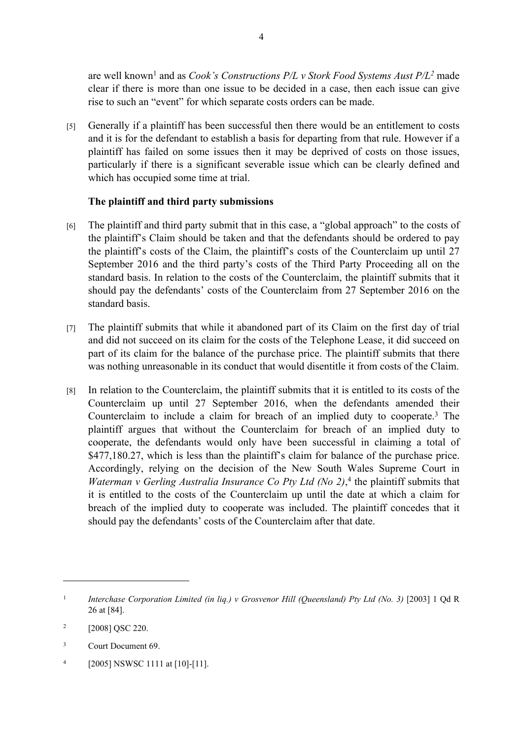are well known[1] and as *Cook's Constructions P/L v Stork Food Systems Aust P/L*[2] made clear if there is more than one issue to be decided in a case, then each issue can give rise to such an "event" for which separate costs orders can be made.

[5] Generally if a plaintiff has been successful then there would be an entitlement to costs and it is for the defendant to establish a basis for departing from that rule. However if a plaintiff has failed on some issues then it may be deprived of costs on those issues, particularly if there is a significant severable issue which can be clearly defined and which has occupied some time at trial.

**The plaintiff and third party submissions**

[6] The plaintiff and third party submit that in this case, a "global approach" to the costs of the plaintiff's Claim should be taken and that the defendants should be ordered to pay the plaintiff's costs of the Claim, the plaintiff's costs of the Counterclaim up until 27 September 2016 and the third party's costs of the Third Party Proceeding all on the standard basis. In relation to the costs of the Counterclaim, the plaintiff submits that it should pay the defendants' costs of the Counterclaim from 27 September 2016 on the standard basis.

[7] The plaintiff submits that while it abandoned part of its Claim on the first day of trial and did not succeed on its claim for the costs of the Telephone Lease, it did succeed on part of its claim for the balance of the purchase price. The plaintiff submits that there was nothing unreasonable in its conduct that would disentitle it from costs of the Claim.

[8] In relation to the Counterclaim, the plaintiff submits that it is entitled to its costs of the Counterclaim up until 27 September 2016, when the defendants amended their Counterclaim to include a claim for breach of an implied duty to cooperate.[3] The plaintiff argues that without the Counterclaim for breach of an implied duty to cooperate, the defendants would only have been successful in claiming a total of \$477,180.27, which is less than the plaintiff's claim for balance of the purchase price. Accordingly, relying on the decision of the New South Wales Supreme Court in *Waterman v Gerling Australia Insurance Co Pty Ltd (No 2)*,[4] the plaintiff submits that it is entitled to the costs of the Counterclaim up until the date at which a claim for breach of the implied duty to cooperate was included. The plaintiff concedes that it should pay the defendants' costs of the Counterclaim after that date.

---

[1] *Interchase Corporation Limited (in liq.) v Grosvenor Hill (Queensland) Pty Ltd (No. 3)* [2003] 1 Qd R 26 at [84].

[2] [2008] QSC 220.

[3] Court Document 69.

[4] [2005] NSWSC 1111 at [10]-[11].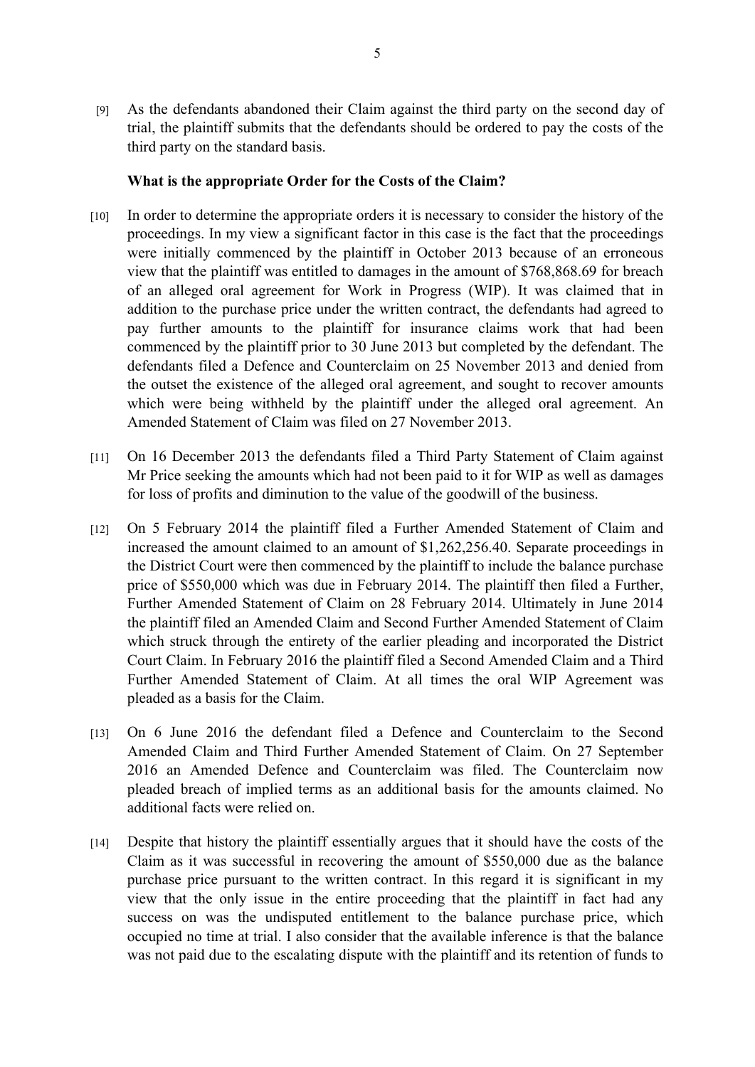[9] As the defendants abandoned their Claim against the third party on the second day of trial, the plaintiff submits that the defendants should be ordered to pay the costs of the third party on the standard basis.

**What is the appropriate Order for the Costs of the Claim?**

[10] In order to determine the appropriate orders it is necessary to consider the history of the proceedings. In my view a significant factor in this case is the fact that the proceedings were initially commenced by the plaintiff in October 2013 because of an erroneous view that the plaintiff was entitled to damages in the amount of $768,868.69 for breach of an alleged oral agreement for Work in Progress (WIP). It was claimed that in addition to the purchase price under the written contract, the defendants had agreed to pay further amounts to the plaintiff for insurance claims work that had been commenced by the plaintiff prior to 30 June 2013 but completed by the defendant. The defendants filed a Defence and Counterclaim on 25 November 2013 and denied from the outset the existence of the alleged oral agreement, and sought to recover amounts which were being withheld by the plaintiff under the alleged oral agreement. An Amended Statement of Claim was filed on 27 November 2013.

[11] On 16 December 2013 the defendants filed a Third Party Statement of Claim against Mr Price seeking the amounts which had not been paid to it for WIP as well as damages for loss of profits and diminution to the value of the goodwill of the business.

[12] On 5 February 2014 the plaintiff filed a Further Amended Statement of Claim and increased the amount claimed to an amount of $1,262,256.40. Separate proceedings in the District Court were then commenced by the plaintiff to include the balance purchase price of $550,000 which was due in February 2014. The plaintiff then filed a Further, Further Amended Statement of Claim on 28 February 2014. Ultimately in June 2014 the plaintiff filed an Amended Claim and Second Further Amended Statement of Claim which struck through the entirety of the earlier pleading and incorporated the District Court Claim. In February 2016 the plaintiff filed a Second Amended Claim and a Third Further Amended Statement of Claim. At all times the oral WIP Agreement was pleaded as a basis for the Claim.

[13] On 6 June 2016 the defendant filed a Defence and Counterclaim to the Second Amended Claim and Third Further Amended Statement of Claim. On 27 September 2016 an Amended Defence and Counterclaim was filed. The Counterclaim now pleaded breach of implied terms as an additional basis for the amounts claimed. No additional facts were relied on.

[14] Despite that history the plaintiff essentially argues that it should have the costs of the Claim as it was successful in recovering the amount of $550,000 due as the balance purchase price pursuant to the written contract. In this regard it is significant in my view that the only issue in the entire proceeding that the plaintiff in fact had any success on was the undisputed entitlement to the balance purchase price, which occupied no time at trial. I also consider that the available inference is that the balance was not paid due to the escalating dispute with the plaintiff and its retention of funds to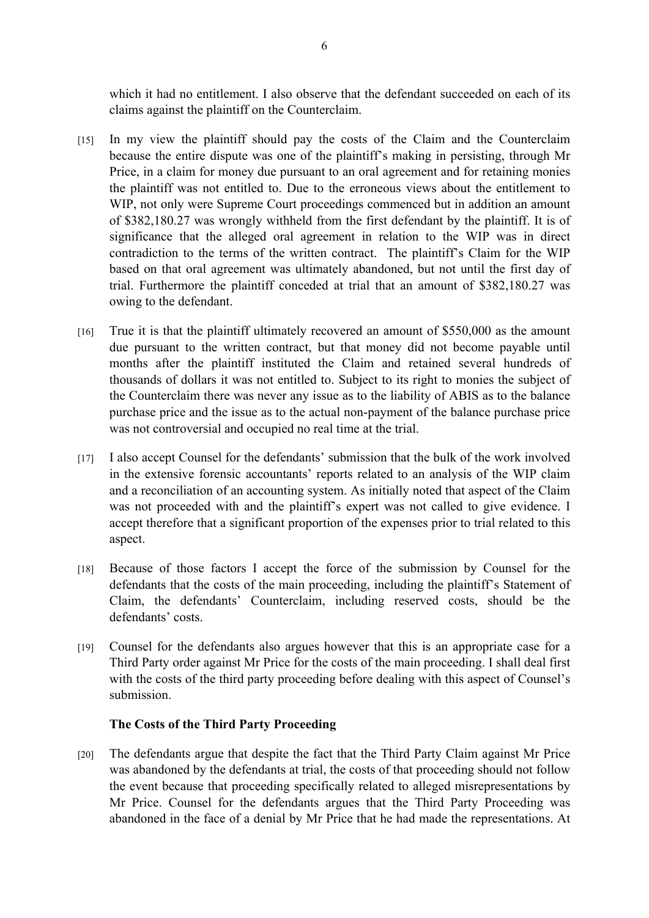which it had no entitlement. I also observe that the defendant succeeded on each of its claims against the plaintiff on the Counterclaim.

[15] In my view the plaintiff should pay the costs of the Claim and the Counterclaim because the entire dispute was one of the plaintiff's making in persisting, through Mr Price, in a claim for money due pursuant to an oral agreement and for retaining monies the plaintiff was not entitled to. Due to the erroneous views about the entitlement to WIP, not only were Supreme Court proceedings commenced but in addition an amount of $382,180.27 was wrongly withheld from the first defendant by the plaintiff. It is of significance that the alleged oral agreement in relation to the WIP was in direct contradiction to the terms of the written contract. The plaintiff's Claim for the WIP based on that oral agreement was ultimately abandoned, but not until the first day of trial. Furthermore the plaintiff conceded at trial that an amount of $382,180.27 was owing to the defendant.

[16] True it is that the plaintiff ultimately recovered an amount of $550,000 as the amount due pursuant to the written contract, but that money did not become payable until months after the plaintiff instituted the Claim and retained several hundreds of thousands of dollars it was not entitled to. Subject to its right to monies the subject of the Counterclaim there was never any issue as to the liability of ABIS as to the balance purchase price and the issue as to the actual non-payment of the balance purchase price was not controversial and occupied no real time at the trial.

[17] I also accept Counsel for the defendants' submission that the bulk of the work involved in the extensive forensic accountants' reports related to an analysis of the WIP claim and a reconciliation of an accounting system. As initially noted that aspect of the Claim was not proceeded with and the plaintiff's expert was not called to give evidence. I accept therefore that a significant proportion of the expenses prior to trial related to this aspect.

[18] Because of those factors I accept the force of the submission by Counsel for the defendants that the costs of the main proceeding, including the plaintiff's Statement of Claim, the defendants' Counterclaim, including reserved costs, should be the defendants' costs.

[19] Counsel for the defendants also argues however that this is an appropriate case for a Third Party order against Mr Price for the costs of the main proceeding. I shall deal first with the costs of the third party proceeding before dealing with this aspect of Counsel's submission.

### The Costs of the Third Party Proceeding

[20] The defendants argue that despite the fact that the Third Party Claim against Mr Price was abandoned by the defendants at trial, the costs of that proceeding should not follow the event because that proceeding specifically related to alleged misrepresentations by Mr Price. Counsel for the defendants argues that the Third Party Proceeding was abandoned in the face of a denial by Mr Price that he had made the representations. At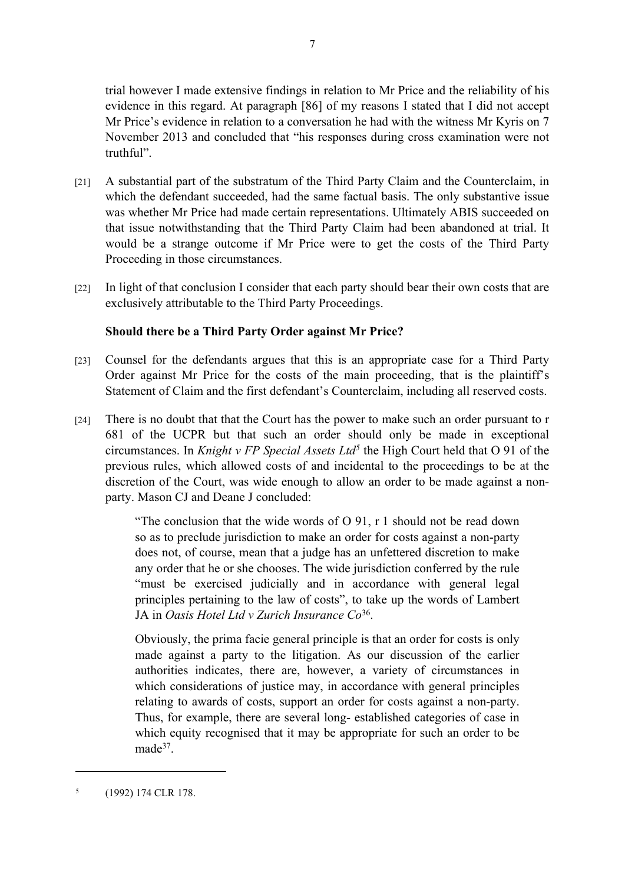trial however I made extensive findings in relation to Mr Price and the reliability of his evidence in this regard. At paragraph [86] of my reasons I stated that I did not accept Mr Price's evidence in relation to a conversation he had with the witness Mr Kyris on 7 November 2013 and concluded that "his responses during cross examination were not truthful".

[21] A substantial part of the substratum of the Third Party Claim and the Counterclaim, in which the defendant succeeded, had the same factual basis. The only substantive issue was whether Mr Price had made certain representations. Ultimately ABIS succeeded on that issue notwithstanding that the Third Party Claim had been abandoned at trial. It would be a strange outcome if Mr Price were to get the costs of the Third Party Proceeding in those circumstances.

[22] In light of that conclusion I consider that each party should bear their own costs that are exclusively attributable to the Third Party Proceedings.

**Should there be a Third Party Order against Mr Price?**

[23] Counsel for the defendants argues that this is an appropriate case for a Third Party Order against Mr Price for the costs of the main proceeding, that is the plaintiff's Statement of Claim and the first defendant's Counterclaim, including all reserved costs.

[24] There is no doubt that that the Court has the power to make such an order pursuant to r 681 of the UCPR but that such an order should only be made in exceptional circumstances. In *Knight v FP Special Assets Ltd*[5] the High Court held that O 91 of the previous rules, which allowed costs of and incidental to the proceedings to be at the discretion of the Court, was wide enough to allow an order to be made against a non-party. Mason CJ and Deane J concluded:

> "The conclusion that the wide words of O 91, r 1 should not be read down so as to preclude jurisdiction to make an order for costs against a non-party does not, of course, mean that a judge has an unfettered discretion to make any order that he or she chooses. The wide jurisdiction conferred by the rule "must be exercised judicially and in accordance with general legal principles pertaining to the law of costs", to take up the words of Lambert JA in *Oasis Hotel Ltd v Zurich Insurance Co*[36].
>
> Obviously, the prima facie general principle is that an order for costs is only made against a party to the litigation. As our discussion of the earlier authorities indicates, there are, however, a variety of circumstances in which considerations of justice may, in accordance with general principles relating to awards of costs, support an order for costs against a non-party. Thus, for example, there are several long- established categories of case in which equity recognised that it may be appropriate for such an order to be made[37].

---

[5] (1992) 174 CLR 178.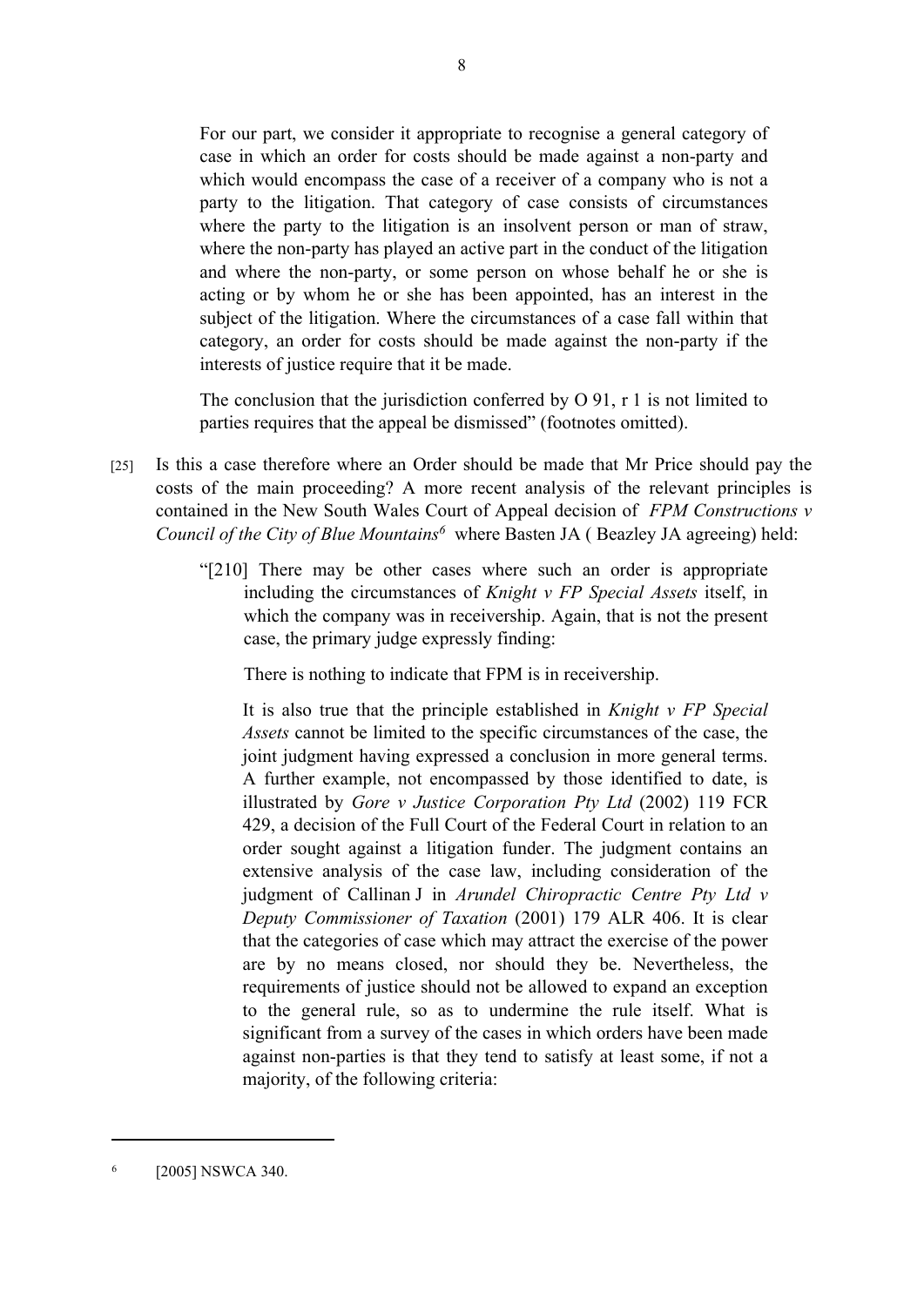For our part, we consider it appropriate to recognise a general category of case in which an order for costs should be made against a non-party and which would encompass the case of a receiver of a company who is not a party to the litigation. That category of case consists of circumstances where the party to the litigation is an insolvent person or man of straw, where the non-party has played an active part in the conduct of the litigation and where the non-party, or some person on whose behalf he or she is acting or by whom he or she has been appointed, has an interest in the subject of the litigation. Where the circumstances of a case fall within that category, an order for costs should be made against the non-party if the interests of justice require that it be made.

The conclusion that the jurisdiction conferred by O 91, r 1 is not limited to parties requires that the appeal be dismissed" (footnotes omitted).

[25] Is this a case therefore where an Order should be made that Mr Price should pay the costs of the main proceeding? A more recent analysis of the relevant principles is contained in the New South Wales Court of Appeal decision of *FPM Constructions v Council of the City of Blue Mountains*[6] where Basten JA ( Beazley JA agreeing) held:

> "[210] There may be other cases where such an order is appropriate including the circumstances of *Knight v FP Special Assets* itself, in which the company was in receivership. Again, that is not the present case, the primary judge expressly finding:
>
> There is nothing to indicate that FPM is in receivership.
>
> It is also true that the principle established in *Knight v FP Special Assets* cannot be limited to the specific circumstances of the case, the joint judgment having expressed a conclusion in more general terms. A further example, not encompassed by those identified to date, is illustrated by *Gore v Justice Corporation Pty Ltd* (2002) 119 FCR 429, a decision of the Full Court of the Federal Court in relation to an order sought against a litigation funder. The judgment contains an extensive analysis of the case law, including consideration of the judgment of Callinan J in *Arundel Chiropractic Centre Pty Ltd v Deputy Commissioner of Taxation* (2001) 179 ALR 406. It is clear that the categories of case which may attract the exercise of the power are by no means closed, nor should they be. Nevertheless, the requirements of justice should not be allowed to expand an exception to the general rule, so as to undermine the rule itself. What is significant from a survey of the cases in which orders have been made against non-parties is that they tend to satisfy at least some, if not a majority, of the following criteria:

---

[6] [2005] NSWCA 340.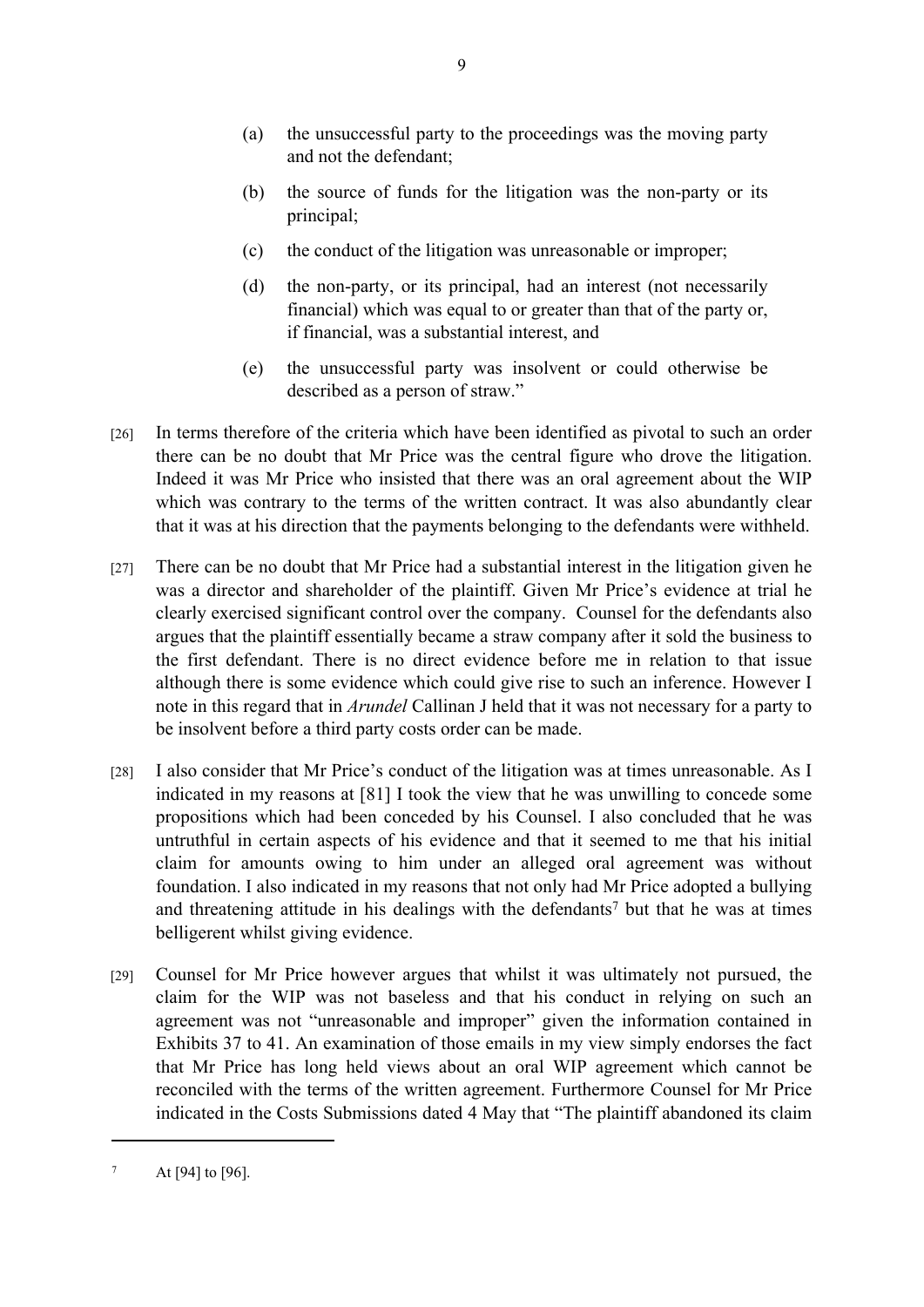> (a) the unsuccessful party to the proceedings was the moving party and not the defendant;
>
> (b) the source of funds for the litigation was the non-party or its principal;
>
> (c) the conduct of the litigation was unreasonable or improper;
>
> (d) the non-party, or its principal, had an interest (not necessarily financial) which was equal to or greater than that of the party or, if financial, was a substantial interest, and
>
> (e) the unsuccessful party was insolvent or could otherwise be described as a person of straw."

[26] In terms therefore of the criteria which have been identified as pivotal to such an order there can be no doubt that Mr Price was the central figure who drove the litigation. Indeed it was Mr Price who insisted that there was an oral agreement about the WIP which was contrary to the terms of the written contract. It was also abundantly clear that it was at his direction that the payments belonging to the defendants were withheld.

[27] There can be no doubt that Mr Price had a substantial interest in the litigation given he was a director and shareholder of the plaintiff. Given Mr Price's evidence at trial he clearly exercised significant control over the company. Counsel for the defendants also argues that the plaintiff essentially became a straw company after it sold the business to the first defendant. There is no direct evidence before me in relation to that issue although there is some evidence which could give rise to such an inference. However I note in this regard that in *Arundel* Callinan J held that it was not necessary for a party to be insolvent before a third party costs order can be made.

[28] I also consider that Mr Price's conduct of the litigation was at times unreasonable. As I indicated in my reasons at [81] I took the view that he was unwilling to concede some propositions which had been conceded by his Counsel. I also concluded that he was untruthful in certain aspects of his evidence and that it seemed to me that his initial claim for amounts owing to him under an alleged oral agreement was without foundation. I also indicated in my reasons that not only had Mr Price adopted a bullying and threatening attitude in his dealings with the defendants[7] but that he was at times belligerent whilst giving evidence.

[29] Counsel for Mr Price however argues that whilst it was ultimately not pursued, the claim for the WIP was not baseless and that his conduct in relying on such an agreement was not "unreasonable and improper" given the information contained in Exhibits 37 to 41. An examination of those emails in my view simply endorses the fact that Mr Price has long held views about an oral WIP agreement which cannot be reconciled with the terms of the written agreement. Furthermore Counsel for Mr Price indicated in the Costs Submissions dated 4 May that "The plaintiff abandoned its claim

---

[7] At [94] to [96].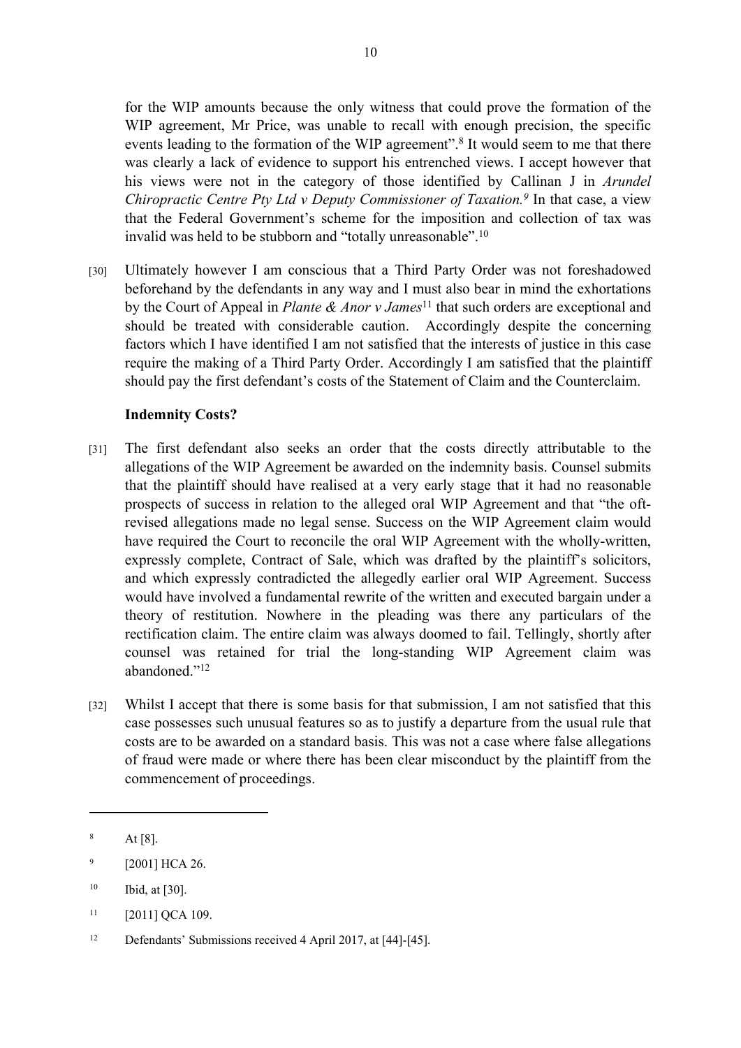for the WIP amounts because the only witness that could prove the formation of the WIP agreement, Mr Price, was unable to recall with enough precision, the specific events leading to the formation of the WIP agreement".[8] It would seem to me that there was clearly a lack of evidence to support his entrenched views. I accept however that his views were not in the category of those identified by Callinan J in *Arundel Chiropractic Centre Pty Ltd v Deputy Commissioner of Taxation.*[9] In that case, a view that the Federal Government's scheme for the imposition and collection of tax was invalid was held to be stubborn and "totally unreasonable".[10]

[30] Ultimately however I am conscious that a Third Party Order was not foreshadowed beforehand by the defendants in any way and I must also bear in mind the exhortations by the Court of Appeal in *Plante & Anor v James*[11] that such orders are exceptional and should be treated with considerable caution. Accordingly despite the concerning factors which I have identified I am not satisfied that the interests of justice in this case require the making of a Third Party Order. Accordingly I am satisfied that the plaintiff should pay the first defendant's costs of the Statement of Claim and the Counterclaim.

**Indemnity Costs?**

[31] The first defendant also seeks an order that the costs directly attributable to the allegations of the WIP Agreement be awarded on the indemnity basis. Counsel submits that the plaintiff should have realised at a very early stage that it had no reasonable prospects of success in relation to the alleged oral WIP Agreement and that "the oft-revised allegations made no legal sense. Success on the WIP Agreement claim would have required the Court to reconcile the oral WIP Agreement with the wholly-written, expressly complete, Contract of Sale, which was drafted by the plaintiff's solicitors, and which expressly contradicted the allegedly earlier oral WIP Agreement. Success would have involved a fundamental rewrite of the written and executed bargain under a theory of restitution. Nowhere in the pleading was there any particulars of the rectification claim. The entire claim was always doomed to fail. Tellingly, shortly after counsel was retained for trial the long-standing WIP Agreement claim was abandoned."[12]

[32] Whilst I accept that there is some basis for that submission, I am not satisfied that this case possesses such unusual features so as to justify a departure from the usual rule that costs are to be awarded on a standard basis. This was not a case where false allegations of fraud were made or where there has been clear misconduct by the plaintiff from the commencement of proceedings.

---

[8] At [8].

[9] [2001] HCA 26.

[10] Ibid, at [30].

[11] [2011] QCA 109.

[12] Defendants' Submissions received 4 April 2017, at [44]-[45].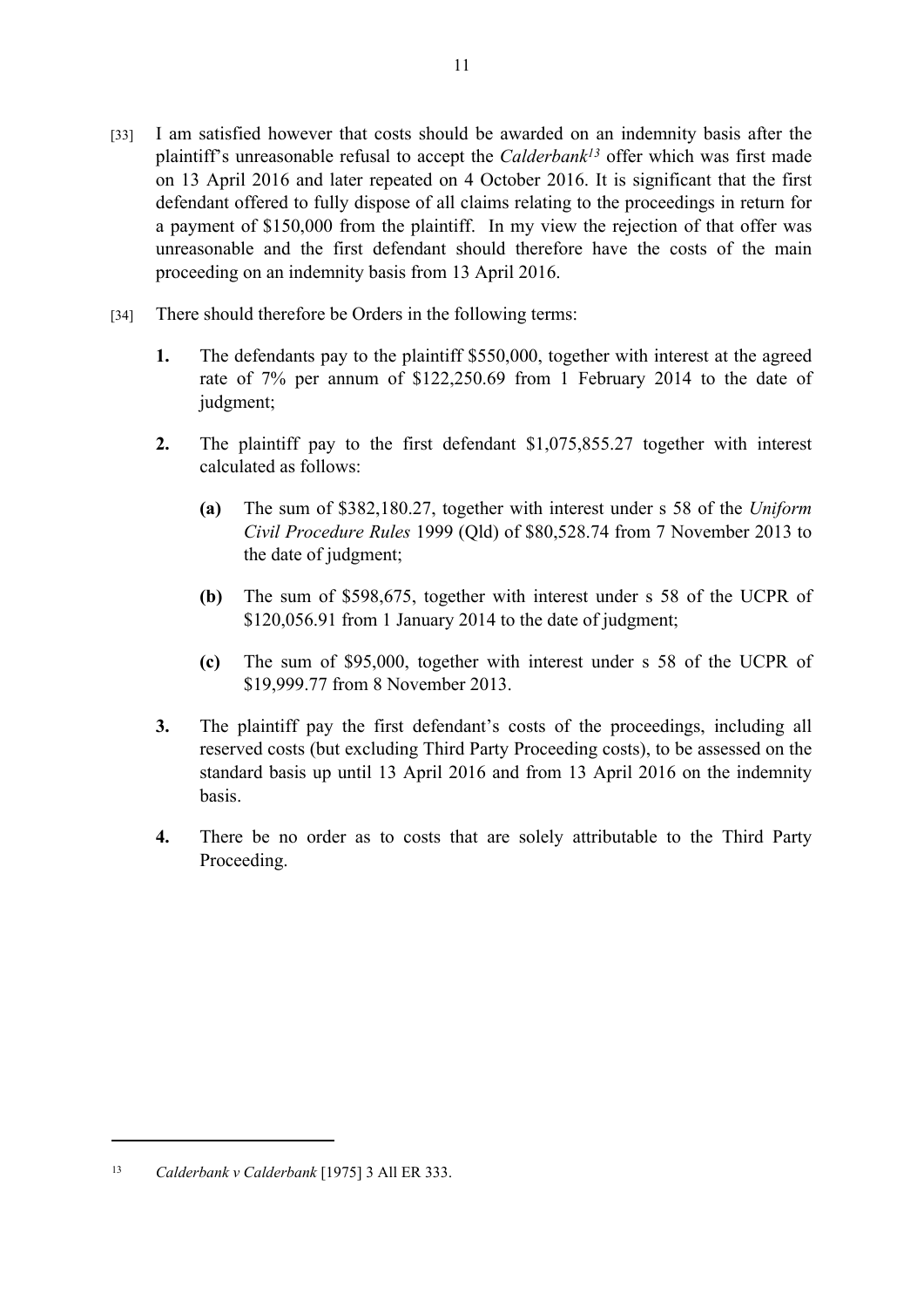[33] I am satisfied however that costs should be awarded on an indemnity basis after the plaintiff's unreasonable refusal to accept the *Calderbank*[13] offer which was first made on 13 April 2016 and later repeated on 4 October 2016. It is significant that the first defendant offered to fully dispose of all claims relating to the proceedings in return for a payment of $150,000 from the plaintiff. In my view the rejection of that offer was unreasonable and the first defendant should therefore have the costs of the main proceeding on an indemnity basis from 13 April 2016.

[34] There should therefore be Orders in the following terms:

**1.** The defendants pay to the plaintiff $550,000, together with interest at the agreed rate of 7% per annum of $122,250.69 from 1 February 2014 to the date of judgment;

**2.** The plaintiff pay to the first defendant $1,075,855.27 together with interest calculated as follows:

**(a)** The sum of $382,180.27, together with interest under s 58 of the *Uniform Civil Procedure Rules* 1999 (Qld) of $80,528.74 from 7 November 2013 to the date of judgment;

**(b)** The sum of $598,675, together with interest under s 58 of the UCPR of $120,056.91 from 1 January 2014 to the date of judgment;

**(c)** The sum of $95,000, together with interest under s 58 of the UCPR of $19,999.77 from 8 November 2013.

**3.** The plaintiff pay the first defendant's costs of the proceedings, including all reserved costs (but excluding Third Party Proceeding costs), to be assessed on the standard basis up until 13 April 2016 and from 13 April 2016 on the indemnity basis.

**4.** There be no order as to costs that are solely attributable to the Third Party Proceeding.

---

[13] *Calderbank v Calderbank* [1975] 3 All ER 333.